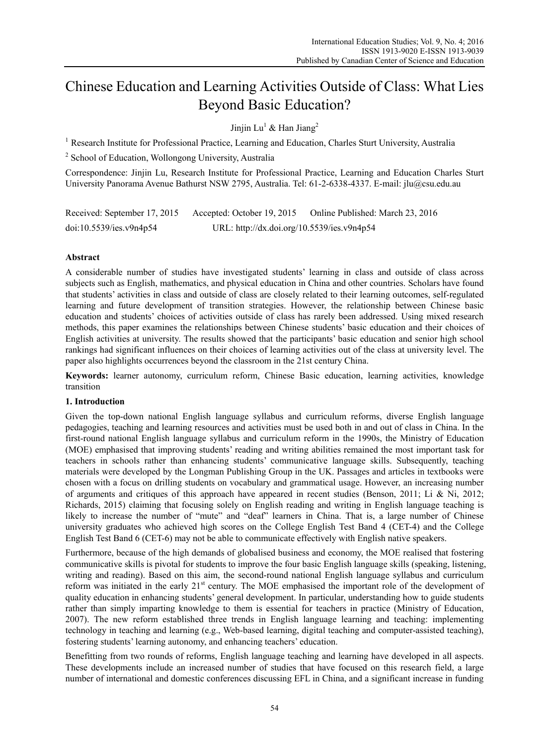# Chinese Education and Learning Activities Outside of Class: What Lies Beyond Basic Education?

Jinjin Lu[1] & Han Jiang[2]

[1] Research Institute for Professional Practice, Learning and Education, Charles Sturt University, Australia

[2] School of Education, Wollongong University, Australia

Correspondence: Jinjin Lu, Research Institute for Professional Practice, Learning and Education Charles Sturt University Panorama Avenue Bathurst NSW 2795, Australia. Tel: 61-2-6338-4337. E-mail: jlu@csu.edu.au

Received: September 17, 2015 Accepted: October 19, 2015 Online Published: March 23, 2016

doi:10.5539/ies.v9n4p54 URL: http://dx.doi.org/10.5539/ies.v9n4p54

## Abstract

A considerable number of studies have investigated students' learning in class and outside of class across subjects such as English, mathematics, and physical education in China and other countries. Scholars have found that students' activities in class and outside of class are closely related to their learning outcomes, self-regulated learning and future development of transition strategies. However, the relationship between Chinese basic education and students' choices of activities outside of class has rarely been addressed. Using mixed research methods, this paper examines the relationships between Chinese students' basic education and their choices of English activities at university. The results showed that the participants' basic education and senior high school rankings had significant influences on their choices of learning activities out of the class at university level. The paper also highlights occurrences beyond the classroom in the 21st century China.

**Keywords:** learner autonomy, curriculum reform, Chinese Basic education, learning activities, knowledge transition

## 1. Introduction

Given the top-down national English language syllabus and curriculum reforms, diverse English language pedagogies, teaching and learning resources and activities must be used both in and out of class in China. In the first-round national English language syllabus and curriculum reform in the 1990s, the Ministry of Education (MOE) emphasised that improving students' reading and writing abilities remained the most important task for teachers in schools rather than enhancing students' communicative language skills. Subsequently, teaching materials were developed by the Longman Publishing Group in the UK. Passages and articles in textbooks were chosen with a focus on drilling students on vocabulary and grammatical usage. However, an increasing number of arguments and critiques of this approach have appeared in recent studies (Benson, 2011; Li & Ni, 2012; Richards, 2015) claiming that focusing solely on English reading and writing in English language teaching is likely to increase the number of "mute" and "deaf" learners in China. That is, a large number of Chinese university graduates who achieved high scores on the College English Test Band 4 (CET-4) and the College English Test Band 6 (CET-6) may not be able to communicate effectively with English native speakers.

Furthermore, because of the high demands of globalised business and economy, the MOE realised that fostering communicative skills is pivotal for students to improve the four basic English language skills (speaking, listening, writing and reading). Based on this aim, the second-round national English language syllabus and curriculum reform was initiated in the early 21st century. The MOE emphasised the important role of the development of quality education in enhancing students' general development. In particular, understanding how to guide students rather than simply imparting knowledge to them is essential for teachers in practice (Ministry of Education, 2007). The new reform established three trends in English language learning and teaching: implementing technology in teaching and learning (e.g., Web-based learning, digital teaching and computer-assisted teaching), fostering students' learning autonomy, and enhancing teachers' education.

Benefitting from two rounds of reforms, English language teaching and learning have developed in all aspects. These developments include an increased number of studies that have focused on this research field, a large number of international and domestic conferences discussing EFL in China, and a significant increase in funding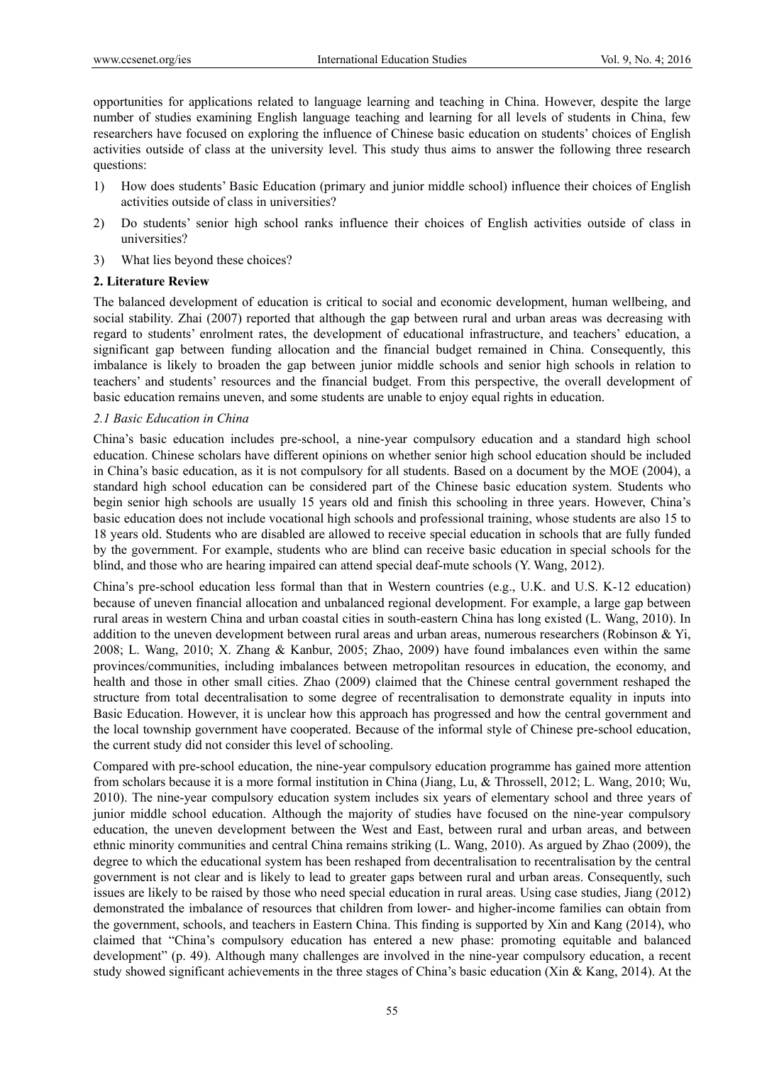opportunities for applications related to language learning and teaching in China. However, despite the large number of studies examining English language teaching and learning for all levels of students in China, few researchers have focused on exploring the influence of Chinese basic education on students' choices of English activities outside of class at the university level. This study thus aims to answer the following three research questions:

1) How does students' Basic Education (primary and junior middle school) influence their choices of English activities outside of class in universities?
2) Do students' senior high school ranks influence their choices of English activities outside of class in universities?
3) What lies beyond these choices?

## 2. Literature Review

The balanced development of education is critical to social and economic development, human wellbeing, and social stability. Zhai (2007) reported that although the gap between rural and urban areas was decreasing with regard to students' enrolment rates, the development of educational infrastructure, and teachers' education, a significant gap between funding allocation and the financial budget remained in China. Consequently, this imbalance is likely to broaden the gap between junior middle schools and senior high schools in relation to teachers' and students' resources and the financial budget. From this perspective, the overall development of basic education remains uneven, and some students are unable to enjoy equal rights in education.

### *2.1 Basic Education in China*

China's basic education includes pre-school, a nine-year compulsory education and a standard high school education. Chinese scholars have different opinions on whether senior high school education should be included in China's basic education, as it is not compulsory for all students. Based on a document by the MOE (2004), a standard high school education can be considered part of the Chinese basic education system. Students who begin senior high schools are usually 15 years old and finish this schooling in three years. However, China's basic education does not include vocational high schools and professional training, whose students are also 15 to 18 years old. Students who are disabled are allowed to receive special education in schools that are fully funded by the government. For example, students who are blind can receive basic education in special schools for the blind, and those who are hearing impaired can attend special deaf-mute schools (Y. Wang, 2012).

China's pre-school education less formal than that in Western countries (e.g., U.K. and U.S. K-12 education) because of uneven financial allocation and unbalanced regional development. For example, a large gap between rural areas in western China and urban coastal cities in south-eastern China has long existed (L. Wang, 2010). In addition to the uneven development between rural areas and urban areas, numerous researchers (Robinson & Yi, 2008; L. Wang, 2010; X. Zhang & Kanbur, 2005; Zhao, 2009) have found imbalances even within the same provinces/communities, including imbalances between metropolitan resources in education, the economy, and health and those in other small cities. Zhao (2009) claimed that the Chinese central government reshaped the structure from total decentralisation to some degree of recentralisation to demonstrate equality in inputs into Basic Education. However, it is unclear how this approach has progressed and how the central government and the local township government have cooperated. Because of the informal style of Chinese pre-school education, the current study did not consider this level of schooling.

Compared with pre-school education, the nine-year compulsory education programme has gained more attention from scholars because it is a more formal institution in China (Jiang, Lu, & Throssell, 2012; L. Wang, 2010; Wu, 2010). The nine-year compulsory education system includes six years of elementary school and three years of junior middle school education. Although the majority of studies have focused on the nine-year compulsory education, the uneven development between the West and East, between rural and urban areas, and between ethnic minority communities and central China remains striking (L. Wang, 2010). As argued by Zhao (2009), the degree to which the educational system has been reshaped from decentralisation to recentralisation by the central government is not clear and is likely to lead to greater gaps between rural and urban areas. Consequently, such issues are likely to be raised by those who need special education in rural areas. Using case studies, Jiang (2012) demonstrated the imbalance of resources that children from lower- and higher-income families can obtain from the government, schools, and teachers in Eastern China. This finding is supported by Xin and Kang (2014), who claimed that "China's compulsory education has entered a new phase: promoting equitable and balanced development" (p. 49). Although many challenges are involved in the nine-year compulsory education, a recent study showed significant achievements in the three stages of China's basic education (Xin & Kang, 2014). At the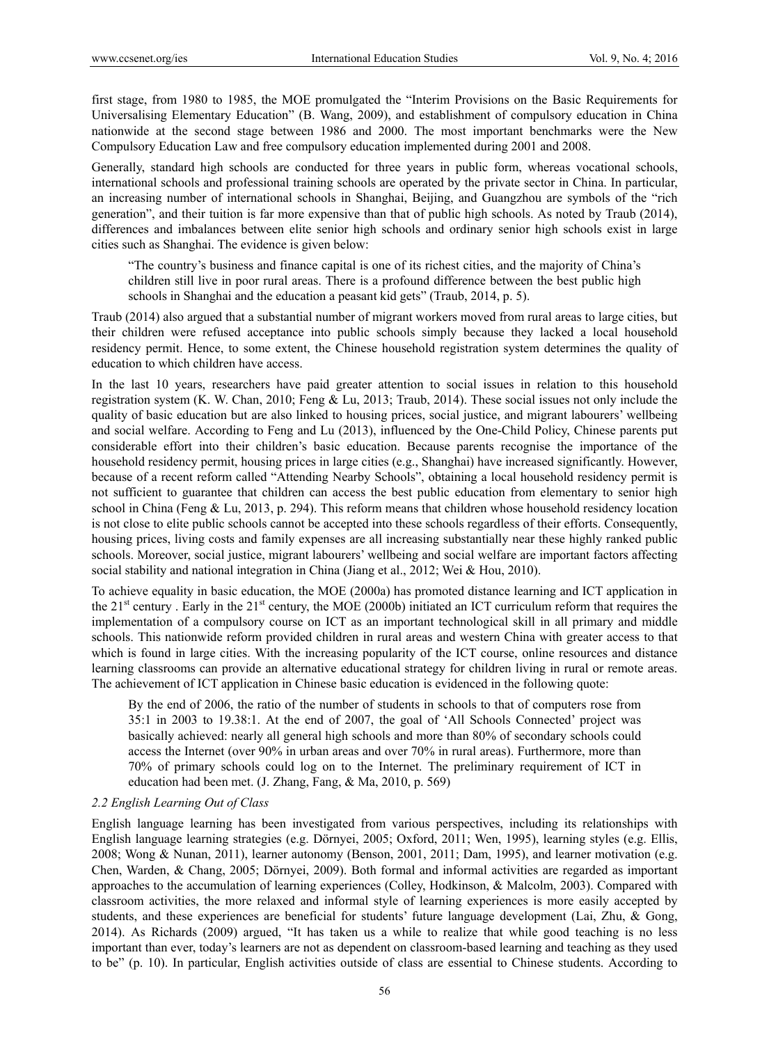first stage, from 1980 to 1985, the MOE promulgated the "Interim Provisions on the Basic Requirements for Universalising Elementary Education" (B. Wang, 2009), and establishment of compulsory education in China nationwide at the second stage between 1986 and 2000. The most important benchmarks were the New Compulsory Education Law and free compulsory education implemented during 2001 and 2008.

Generally, standard high schools are conducted for three years in public form, whereas vocational schools, international schools and professional training schools are operated by the private sector in China. In particular, an increasing number of international schools in Shanghai, Beijing, and Guangzhou are symbols of the "rich generation", and their tuition is far more expensive than that of public high schools. As noted by Traub (2014), differences and imbalances between elite senior high schools and ordinary senior high schools exist in large cities such as Shanghai. The evidence is given below:

> "The country's business and finance capital is one of its richest cities, and the majority of China's children still live in poor rural areas. There is a profound difference between the best public high schools in Shanghai and the education a peasant kid gets" (Traub, 2014, p. 5).

Traub (2014) also argued that a substantial number of migrant workers moved from rural areas to large cities, but their children were refused acceptance into public schools simply because they lacked a local household residency permit. Hence, to some extent, the Chinese household registration system determines the quality of education to which children have access.

In the last 10 years, researchers have paid greater attention to social issues in relation to this household registration system (K. W. Chan, 2010; Feng & Lu, 2013; Traub, 2014). These social issues not only include the quality of basic education but are also linked to housing prices, social justice, and migrant labourers' wellbeing and social welfare. According to Feng and Lu (2013), influenced by the One-Child Policy, Chinese parents put considerable effort into their children's basic education. Because parents recognise the importance of the household residency permit, housing prices in large cities (e.g., Shanghai) have increased significantly. However, because of a recent reform called "Attending Nearby Schools", obtaining a local household residency permit is not sufficient to guarantee that children can access the best public education from elementary to senior high school in China (Feng & Lu, 2013, p. 294). This reform means that children whose household residency location is not close to elite public schools cannot be accepted into these schools regardless of their efforts. Consequently, housing prices, living costs and family expenses are all increasing substantially near these highly ranked public schools. Moreover, social justice, migrant labourers' wellbeing and social welfare are important factors affecting social stability and national integration in China (Jiang et al., 2012; Wei & Hou, 2010).

To achieve equality in basic education, the MOE (2000a) has promoted distance learning and ICT application in the 21st century . Early in the 21st century, the MOE (2000b) initiated an ICT curriculum reform that requires the implementation of a compulsory course on ICT as an important technological skill in all primary and middle schools. This nationwide reform provided children in rural areas and western China with greater access to that which is found in large cities. With the increasing popularity of the ICT course, online resources and distance learning classrooms can provide an alternative educational strategy for children living in rural or remote areas. The achievement of ICT application in Chinese basic education is evidenced in the following quote:

> By the end of 2006, the ratio of the number of students in schools to that of computers rose from 35:1 in 2003 to 19.38:1. At the end of 2007, the goal of 'All Schools Connected' project was basically achieved: nearly all general high schools and more than 80% of secondary schools could access the Internet (over 90% in urban areas and over 70% in rural areas). Furthermore, more than 70% of primary schools could log on to the Internet. The preliminary requirement of ICT in education had been met. (J. Zhang, Fang, & Ma, 2010, p. 569)

### *2.2 English Learning Out of Class*

English language learning has been investigated from various perspectives, including its relationships with English language learning strategies (e.g. Dörnyei, 2005; Oxford, 2011; Wen, 1995), learning styles (e.g. Ellis, 2008; Wong & Nunan, 2011), learner autonomy (Benson, 2001, 2011; Dam, 1995), and learner motivation (e.g. Chen, Warden, & Chang, 2005; Dörnyei, 2009). Both formal and informal activities are regarded as important approaches to the accumulation of learning experiences (Colley, Hodkinson, & Malcolm, 2003). Compared with classroom activities, the more relaxed and informal style of learning experiences is more easily accepted by students, and these experiences are beneficial for students' future language development (Lai, Zhu, & Gong, 2014). As Richards (2009) argued, "It has taken us a while to realize that while good teaching is no less important than ever, today's learners are not as dependent on classroom-based learning and teaching as they used to be" (p. 10). In particular, English activities outside of class are essential to Chinese students. According to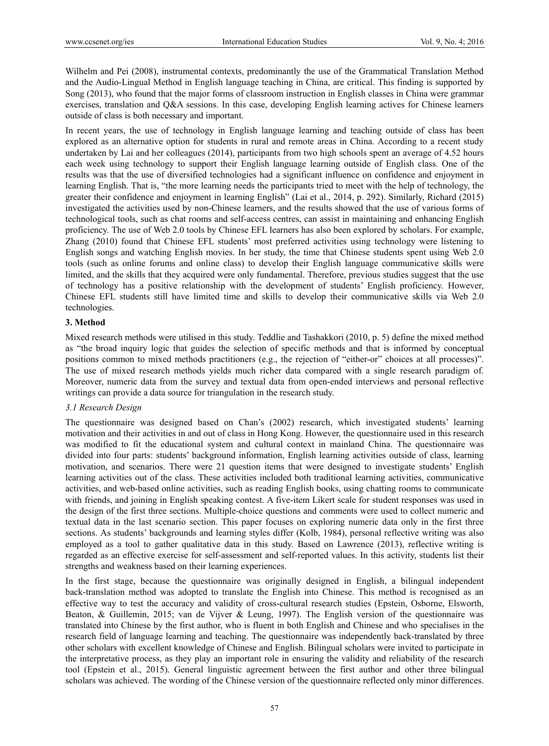Wilhelm and Pei (2008), instrumental contexts, predominantly the use of the Grammatical Translation Method and the Audio-Lingual Method in English language teaching in China, are critical. This finding is supported by Song (2013), who found that the major forms of classroom instruction in English classes in China were grammar exercises, translation and Q&A sessions. In this case, developing English learning actives for Chinese learners outside of class is both necessary and important.

In recent years, the use of technology in English language learning and teaching outside of class has been explored as an alternative option for students in rural and remote areas in China. According to a recent study undertaken by Lai and her colleagues (2014), participants from two high schools spent an average of 4.52 hours each week using technology to support their English language learning outside of English class. One of the results was that the use of diversified technologies had a significant influence on confidence and enjoyment in learning English. That is, "the more learning needs the participants tried to meet with the help of technology, the greater their confidence and enjoyment in learning English" (Lai et al., 2014, p. 292). Similarly, Richard (2015) investigated the activities used by non-Chinese learners, and the results showed that the use of various forms of technological tools, such as chat rooms and self-access centres, can assist in maintaining and enhancing English proficiency. The use of Web 2.0 tools by Chinese EFL learners has also been explored by scholars. For example, Zhang (2010) found that Chinese EFL students' most preferred activities using technology were listening to English songs and watching English movies. In her study, the time that Chinese students spent using Web 2.0 tools (such as online forums and online class) to develop their English language communicative skills were limited, and the skills that they acquired were only fundamental. Therefore, previous studies suggest that the use of technology has a positive relationship with the development of students' English proficiency. However, Chinese EFL students still have limited time and skills to develop their communicative skills via Web 2.0 technologies.

## 3. Method

Mixed research methods were utilised in this study. Teddlie and Tashakkori (2010, p. 5) define the mixed method as "the broad inquiry logic that guides the selection of specific methods and that is informed by conceptual positions common to mixed methods practitioners (e.g., the rejection of "either-or" choices at all processes)". The use of mixed research methods yields much richer data compared with a single research paradigm of. Moreover, numeric data from the survey and textual data from open-ended interviews and personal reflective writings can provide a data source for triangulation in the research study.

### *3.1 Research Design*

The questionnaire was designed based on Chan's (2002) research, which investigated students' learning motivation and their activities in and out of class in Hong Kong. However, the questionnaire used in this research was modified to fit the educational system and cultural context in mainland China. The questionnaire was divided into four parts: students' background information, English learning activities outside of class, learning motivation, and scenarios. There were 21 question items that were designed to investigate students' English learning activities out of the class. These activities included both traditional learning activities, communicative activities, and web-based online activities, such as reading English books, using chatting rooms to communicate with friends, and joining in English speaking contest. A five-item Likert scale for student responses was used in the design of the first three sections. Multiple-choice questions and comments were used to collect numeric and textual data in the last scenario section. This paper focuses on exploring numeric data only in the first three sections. As students' backgrounds and learning styles differ (Kolb, 1984), personal reflective writing was also employed as a tool to gather qualitative data in this study. Based on Lawrence (2013), reflective writing is regarded as an effective exercise for self-assessment and self-reported values. In this activity, students list their strengths and weakness based on their learning experiences.

In the first stage, because the questionnaire was originally designed in English, a bilingual independent back-translation method was adopted to translate the English into Chinese. This method is recognised as an effective way to test the accuracy and validity of cross-cultural research studies (Epstein, Osborne, Elsworth, Beaton, & Guillemin, 2015; van de Vijver & Leung, 1997). The English version of the questionnaire was translated into Chinese by the first author, who is fluent in both English and Chinese and who specialises in the research field of language learning and teaching. The questionnaire was independently back-translated by three other scholars with excellent knowledge of Chinese and English. Bilingual scholars were invited to participate in the interpretative process, as they play an important role in ensuring the validity and reliability of the research tool (Epstein et al., 2015). General linguistic agreement between the first author and other three bilingual scholars was achieved. The wording of the Chinese version of the questionnaire reflected only minor differences.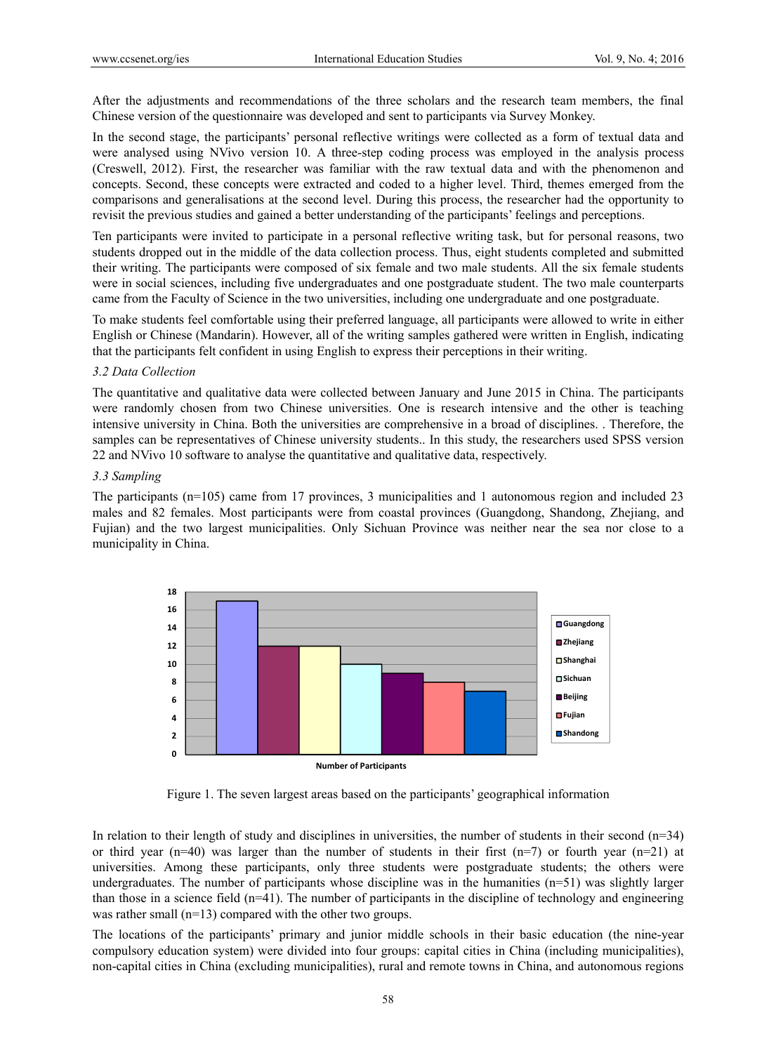After the adjustments and recommendations of the three scholars and the research team members, the final Chinese version of the questionnaire was developed and sent to participants via Survey Monkey.

In the second stage, the participants' personal reflective writings were collected as a form of textual data and were analysed using NVivo version 10. A three-step coding process was employed in the analysis process (Creswell, 2012). First, the researcher was familiar with the raw textual data and with the phenomenon and concepts. Second, these concepts were extracted and coded to a higher level. Third, themes emerged from the comparisons and generalisations at the second level. During this process, the researcher had the opportunity to revisit the previous studies and gained a better understanding of the participants' feelings and perceptions.

Ten participants were invited to participate in a personal reflective writing task, but for personal reasons, two students dropped out in the middle of the data collection process. Thus, eight students completed and submitted their writing. The participants were composed of six female and two male students. All the six female students were in social sciences, including five undergraduates and one postgraduate student. The two male counterparts came from the Faculty of Science in the two universities, including one undergraduate and one postgraduate.

To make students feel comfortable using their preferred language, all participants were allowed to write in either English or Chinese (Mandarin). However, all of the writing samples gathered were written in English, indicating that the participants felt confident in using English to express their perceptions in their writing.

### 3.2 Data Collection

The quantitative and qualitative data were collected between January and June 2015 in China. The participants were randomly chosen from two Chinese universities. One is research intensive and the other is teaching intensive university in China. Both the universities are comprehensive in a broad of disciplines. . Therefore, the samples can be representatives of Chinese university students.. In this study, the researchers used SPSS version 22 and NVivo 10 software to analyse the quantitative and qualitative data, respectively.

### 3.3 Sampling

The participants (n=105) came from 17 provinces, 3 municipalities and 1 autonomous region and included 23 males and 82 females. Most participants were from coastal provinces (Guangdong, Shandong, Zhejiang, and Fujian) and the two largest municipalities. Only Sichuan Province was neither near the sea nor close to a municipality in China.

| Area | Number of Participants |
|---|---|
| Guangdong | 17 |
| Zhejiang | 12 |
| Shanghai | 12 |
| Sichuan | 10 |
| Beijing | 9 |
| Fujian | 8 |
| Shandong | 7 |

Figure 1. The seven largest areas based on the participants' geographical information

In relation to their length of study and disciplines in universities, the number of students in their second (n=34) or third year (n=40) was larger than the number of students in their first (n=7) or fourth year (n=21) at universities. Among these participants, only three students were postgraduate students; the others were undergraduates. The number of participants whose discipline was in the humanities (n=51) was slightly larger than those in a science field (n=41). The number of participants in the discipline of technology and engineering was rather small (n=13) compared with the other two groups.

The locations of the participants' primary and junior middle schools in their basic education (the nine-year compulsory education system) were divided into four groups: capital cities in China (including municipalities), non-capital cities in China (excluding municipalities), rural and remote towns in China, and autonomous regions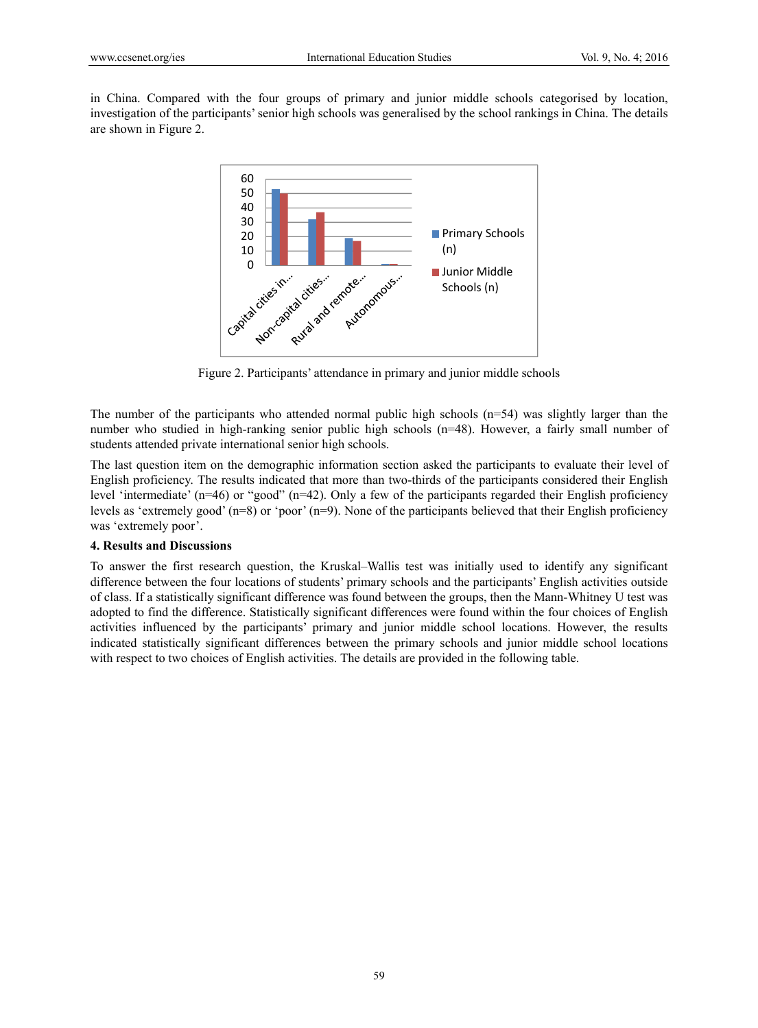in China. Compared with the four groups of primary and junior middle schools categorised by location, investigation of the participants' senior high schools was generalised by the school rankings in China. The details are shown in Figure 2.

Figure 2. Participants' attendance in primary and junior middle schools

The number of the participants who attended normal public high schools (n=54) was slightly larger than the number who studied in high-ranking senior public high schools (n=48). However, a fairly small number of students attended private international senior high schools.

The last question item on the demographic information section asked the participants to evaluate their level of English proficiency. The results indicated that more than two-thirds of the participants considered their English level 'intermediate' (n=46) or "good" (n=42). Only a few of the participants regarded their English proficiency levels as 'extremely good' (n=8) or 'poor' (n=9). None of the participants believed that their English proficiency was 'extremely poor'.

**4. Results and Discussions**

To answer the first research question, the Kruskal–Wallis test was initially used to identify any significant difference between the four locations of students' primary schools and the participants' English activities outside of class. If a statistically significant difference was found between the groups, then the Mann-Whitney U test was adopted to find the difference. Statistically significant differences were found within the four choices of English activities influenced by the participants' primary and junior middle school locations. However, the results indicated statistically significant differences between the primary schools and junior middle school locations with respect to two choices of English activities. The details are provided in the following table.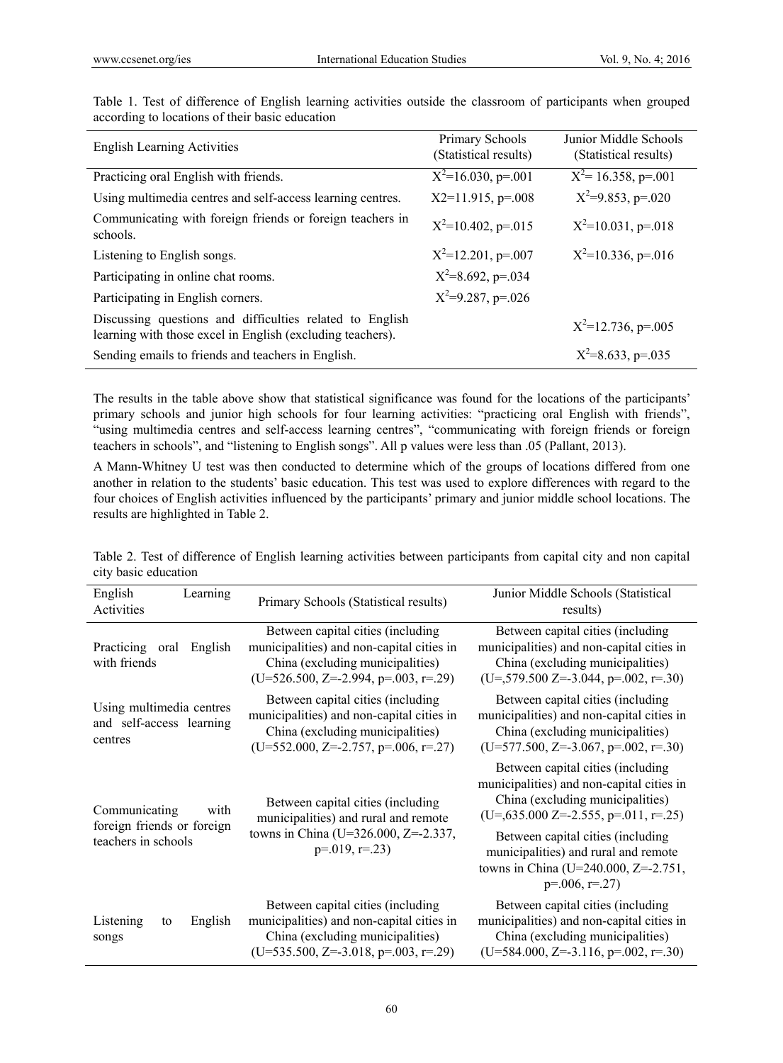Table 1. Test of difference of English learning activities outside the classroom of participants when grouped according to locations of their basic education

| English Learning Activities | Primary Schools (Statistical results) | Junior Middle Schools (Statistical results) |
|---|---|---|
| Practicing oral English with friends. | $X^2$=16.030, p=.001 | $X^2$= 16.358, p=.001 |
| Using multimedia centres and self-access learning centres. | X2=11.915, p=.008 | $X^2$=9.853, p=.020 |
| Communicating with foreign friends or foreign teachers in schools. | $X^2$=10.402, p=.015 | $X^2$=10.031, p=.018 |
| Listening to English songs. | $X^2$=12.201, p=.007 | $X^2$=10.336, p=.016 |
| Participating in online chat rooms. | $X^2$=8.692, p=.034 | |
| Participating in English corners. | $X^2$=9.287, p=.026 | |
| Discussing questions and difficulties related to English learning with those excel in English (excluding teachers). | | $X^2$=12.736, p=.005 |
| Sending emails to friends and teachers in English. | | $X^2$=8.633, p=.035 |

The results in the table above show that statistical significance was found for the locations of the participants' primary schools and junior high schools for four learning activities: "practicing oral English with friends", "using multimedia centres and self-access learning centres", "communicating with foreign friends or foreign teachers in schools", and "listening to English songs". All p values were less than .05 (Pallant, 2013).

A Mann-Whitney U test was then conducted to determine which of the groups of locations differed from one another in relation to the students' basic education. This test was used to explore differences with regard to the four choices of English activities influenced by the participants' primary and junior middle school locations. The results are highlighted in Table 2.

Table 2. Test of difference of English learning activities between participants from capital city and non capital city basic education

| English Learning Activities | Primary Schools (Statistical results) | Junior Middle Schools (Statistical results) |
|---|---|---|
| Practicing oral English with friends | Between capital cities (including municipalities) and non-capital cities in China (excluding municipalities) (U=526.500, Z=-2.994, p=.003, r=.29) | Between capital cities (including municipalities) and non-capital cities in China (excluding municipalities) (U=,579.500 Z=-3.044, p=.002, r=.30) |
| Using multimedia centres and self-access learning centres | Between capital cities (including municipalities) and non-capital cities in China (excluding municipalities) (U=552.000, Z=-2.757, p=.006, r=.27) | Between capital cities (including municipalities) and non-capital cities in China (excluding municipalities) (U=577.500, Z=-3.067, p=.002, r=.30) |
| Communicating with foreign friends or foreign teachers in schools | Between capital cities (including municipalities) and rural and remote towns in China (U=326.000, Z=-2.337, p=.019, r=.23) | Between capital cities (including municipalities) and non-capital cities in China (excluding municipalities) (U=,635.000 Z=-2.555, p=.011, r=.25)<br>Between capital cities (including municipalities) and rural and remote towns in China (U=240.000, Z=-2.751, p=.006, r=.27) |
| Listening to English songs | Between capital cities (including municipalities) and non-capital cities in China (excluding municipalities) (U=535.500, Z=-3.018, p=.003, r=.29) | Between capital cities (including municipalities) and non-capital cities in China (excluding municipalities) (U=584.000, Z=-3.116, p=.002, r=.30) |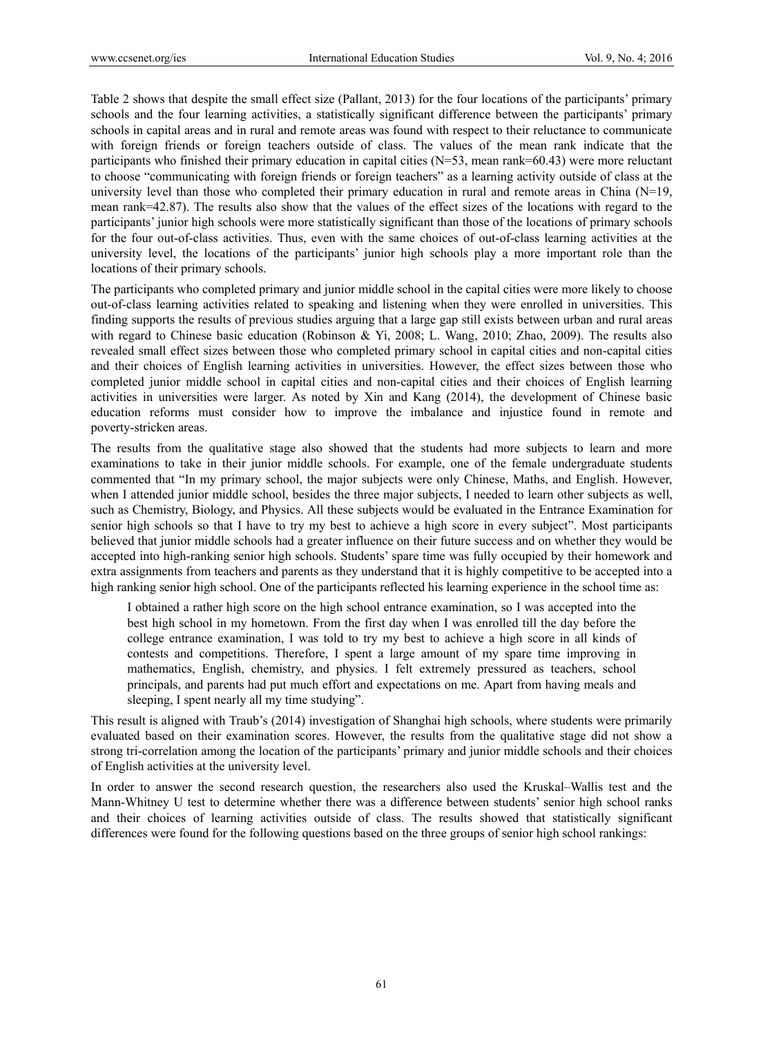Table 2 shows that despite the small effect size (Pallant, 2013) for the four locations of the participants' primary schools and the four learning activities, a statistically significant difference between the participants' primary schools in capital areas and in rural and remote areas was found with respect to their reluctance to communicate with foreign friends or foreign teachers outside of class. The values of the mean rank indicate that the participants who finished their primary education in capital cities (N=53, mean rank=60.43) were more reluctant to choose "communicating with foreign friends or foreign teachers" as a learning activity outside of class at the university level than those who completed their primary education in rural and remote areas in China (N=19, mean rank=42.87). The results also show that the values of the effect sizes of the locations with regard to the participants' junior high schools were more statistically significant than those of the locations of primary schools for the four out-of-class activities. Thus, even with the same choices of out-of-class learning activities at the university level, the locations of the participants' junior high schools play a more important role than the locations of their primary schools.

The participants who completed primary and junior middle school in the capital cities were more likely to choose out-of-class learning activities related to speaking and listening when they were enrolled in universities. This finding supports the results of previous studies arguing that a large gap still exists between urban and rural areas with regard to Chinese basic education (Robinson & Yi, 2008; L. Wang, 2010; Zhao, 2009). The results also revealed small effect sizes between those who completed primary school in capital cities and non-capital cities and their choices of English learning activities in universities. However, the effect sizes between those who completed junior middle school in capital cities and non-capital cities and their choices of English learning activities in universities were larger. As noted by Xin and Kang (2014), the development of Chinese basic education reforms must consider how to improve the imbalance and injustice found in remote and poverty-stricken areas.

The results from the qualitative stage also showed that the students had more subjects to learn and more examinations to take in their junior middle schools. For example, one of the female undergraduate students commented that "In my primary school, the major subjects were only Chinese, Maths, and English. However, when I attended junior middle school, besides the three major subjects, I needed to learn other subjects as well, such as Chemistry, Biology, and Physics. All these subjects would be evaluated in the Entrance Examination for senior high schools so that I have to try my best to achieve a high score in every subject". Most participants believed that junior middle schools had a greater influence on their future success and on whether they would be accepted into high-ranking senior high schools. Students' spare time was fully occupied by their homework and extra assignments from teachers and parents as they understand that it is highly competitive to be accepted into a high ranking senior high school. One of the participants reflected his learning experience in the school time as:

> I obtained a rather high score on the high school entrance examination, so I was accepted into the best high school in my hometown. From the first day when I was enrolled till the day before the college entrance examination, I was told to try my best to achieve a high score in all kinds of contests and competitions. Therefore, I spent a large amount of my spare time improving in mathematics, English, chemistry, and physics. I felt extremely pressured as teachers, school principals, and parents had put much effort and expectations on me. Apart from having meals and sleeping, I spent nearly all my time studying".

This result is aligned with Traub's (2014) investigation of Shanghai high schools, where students were primarily evaluated based on their examination scores. However, the results from the qualitative stage did not show a strong tri-correlation among the location of the participants' primary and junior middle schools and their choices of English activities at the university level.

In order to answer the second research question, the researchers also used the Kruskal–Wallis test and the Mann-Whitney U test to determine whether there was a difference between students' senior high school ranks and their choices of learning activities outside of class. The results showed that statistically significant differences were found for the following questions based on the three groups of senior high school rankings: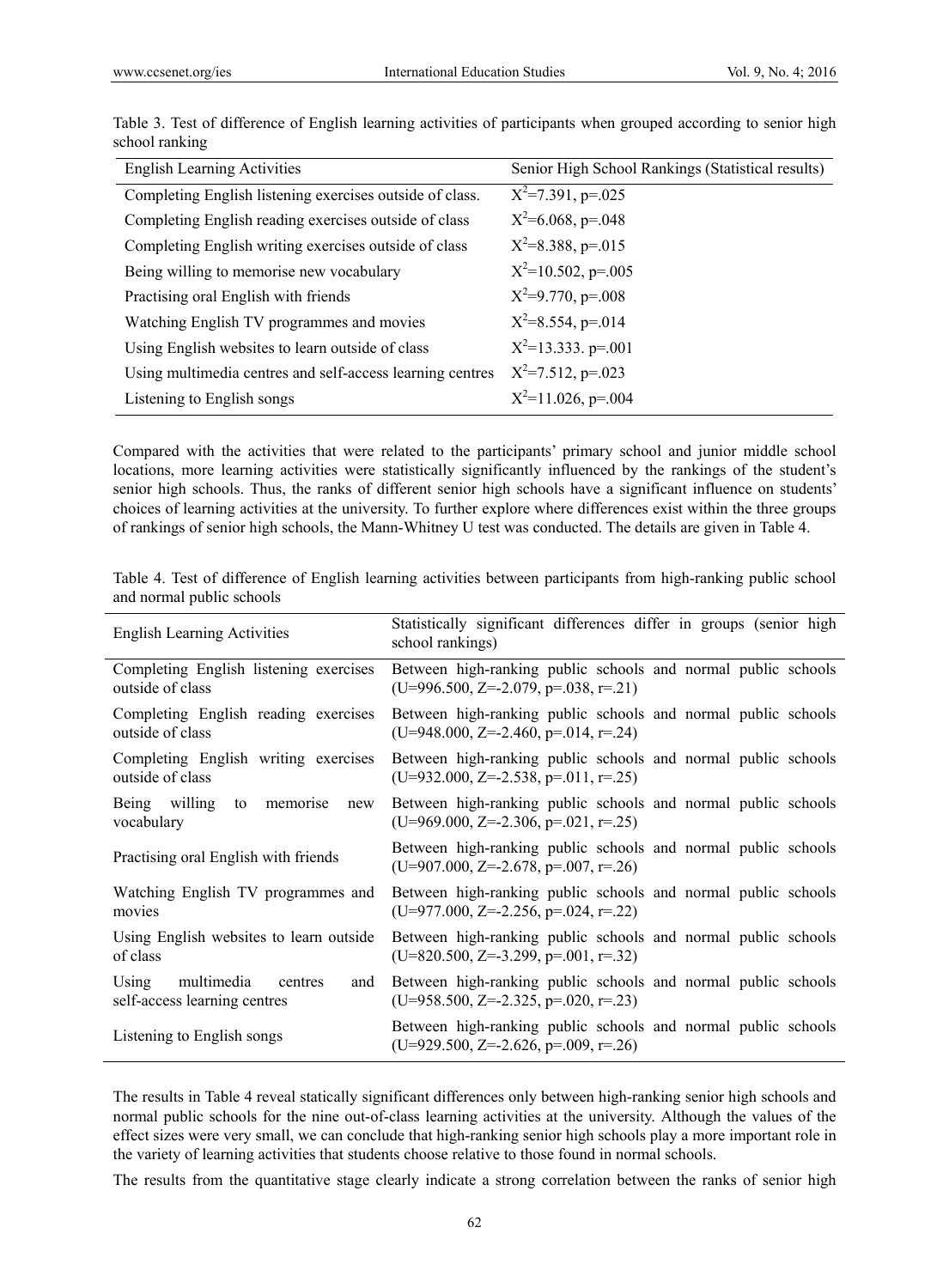Table 3. Test of difference of English learning activities of participants when grouped according to senior high school ranking

| English Learning Activities | Senior High School Rankings (Statistical results) |
| --- | --- |
| Completing English listening exercises outside of class. | $X^2$=7.391, p=.025 |
| Completing English reading exercises outside of class | $X^2$=6.068, p=.048 |
| Completing English writing exercises outside of class | $X^2$=8.388, p=.015 |
| Being willing to memorise new vocabulary | $X^2$=10.502, p=.005 |
| Practising oral English with friends | $X^2$=9.770, p=.008 |
| Watching English TV programmes and movies | $X^2$=8.554, p=.014 |
| Using English websites to learn outside of class | $X^2$=13.333. p=.001 |
| Using multimedia centres and self-access learning centres | $X^2$=7.512, p=.023 |
| Listening to English songs | $X^2$=11.026, p=.004 |

Compared with the activities that were related to the participants' primary school and junior middle school locations, more learning activities were statistically significantly influenced by the rankings of the student's senior high schools. Thus, the ranks of different senior high schools have a significant influence on students' choices of learning activities at the university. To further explore where differences exist within the three groups of rankings of senior high schools, the Mann-Whitney U test was conducted. The details are given in Table 4.

Table 4. Test of difference of English learning activities between participants from high-ranking public school and normal public schools

| English Learning Activities | Statistically significant differences differ in groups (senior high school rankings) |
| --- | --- |
| Completing English listening exercises outside of class | Between high-ranking public schools and normal public schools (U=996.500, Z=-2.079, p=.038, r=.21) |
| Completing English reading exercises outside of class | Between high-ranking public schools and normal public schools (U=948.000, Z=-2.460, p=.014, r=.24) |
| Completing English writing exercises outside of class | Between high-ranking public schools and normal public schools (U=932.000, Z=-2.538, p=.011, r=.25) |
| Being willing to memorise new vocabulary | Between high-ranking public schools and normal public schools (U=969.000, Z=-2.306, p=.021, r=.25) |
| Practising oral English with friends | Between high-ranking public schools and normal public schools (U=907.000, Z=-2.678, p=.007, r=.26) |
| Watching English TV programmes and movies | Between high-ranking public schools and normal public schools (U=977.000, Z=-2.256, p=.024, r=.22) |
| Using English websites to learn outside of class | Between high-ranking public schools and normal public schools (U=820.500, Z=-3.299, p=.001, r=.32) |
| Using multimedia centres and self-access learning centres | Between high-ranking public schools and normal public schools (U=958.500, Z=-2.325, p=.020, r=.23) |
| Listening to English songs | Between high-ranking public schools and normal public schools (U=929.500, Z=-2.626, p=.009, r=.26) |

The results in Table 4 reveal statically significant differences only between high-ranking senior high schools and normal public schools for the nine out-of-class learning activities at the university. Although the values of the effect sizes were very small, we can conclude that high-ranking senior high schools play a more important role in the variety of learning activities that students choose relative to those found in normal schools.

The results from the quantitative stage clearly indicate a strong correlation between the ranks of senior high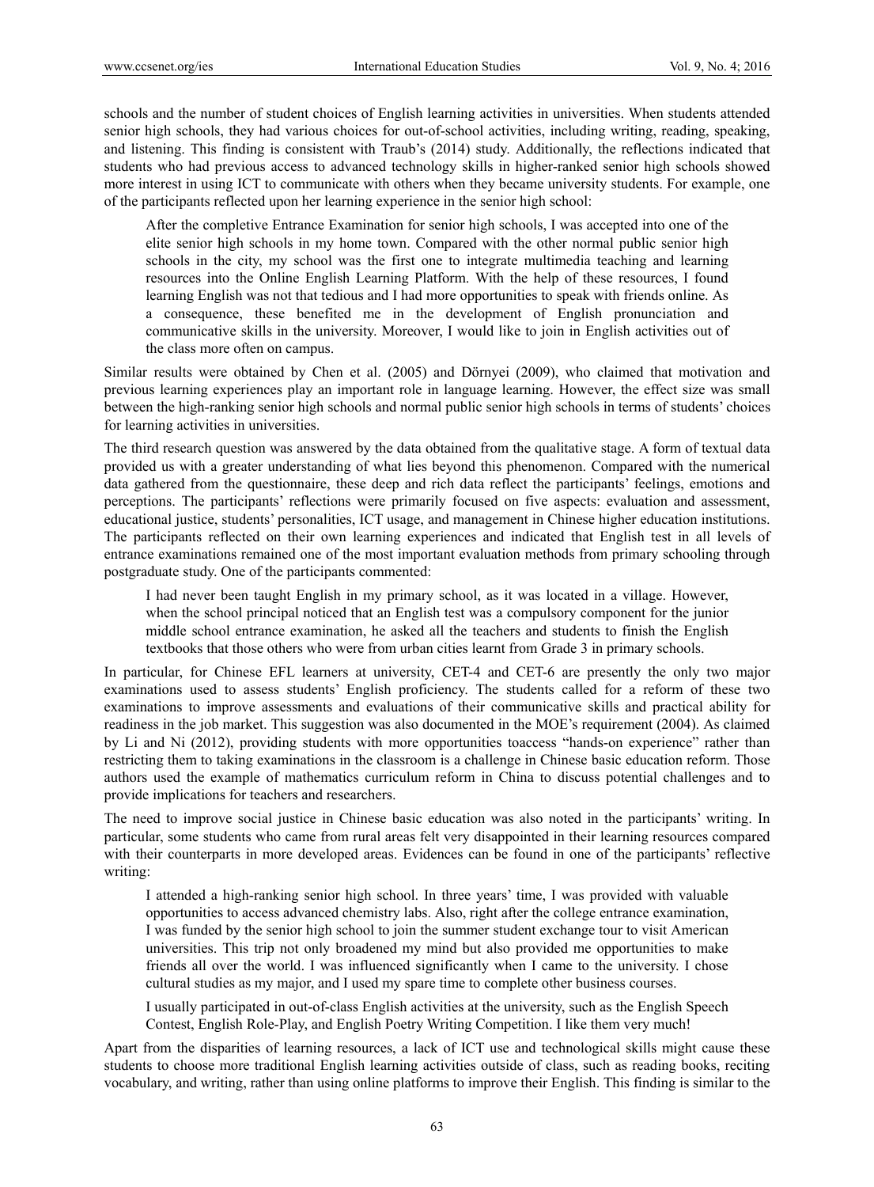schools and the number of student choices of English learning activities in universities. When students attended senior high schools, they had various choices for out-of-school activities, including writing, reading, speaking, and listening. This finding is consistent with Traub's (2014) study. Additionally, the reflections indicated that students who had previous access to advanced technology skills in higher-ranked senior high schools showed more interest in using ICT to communicate with others when they became university students. For example, one of the participants reflected upon her learning experience in the senior high school:

> After the completive Entrance Examination for senior high schools, I was accepted into one of the elite senior high schools in my home town. Compared with the other normal public senior high schools in the city, my school was the first one to integrate multimedia teaching and learning resources into the Online English Learning Platform. With the help of these resources, I found learning English was not that tedious and I had more opportunities to speak with friends online. As a consequence, these benefited me in the development of English pronunciation and communicative skills in the university. Moreover, I would like to join in English activities out of the class more often on campus.

Similar results were obtained by Chen et al. (2005) and Dörnyei (2009), who claimed that motivation and previous learning experiences play an important role in language learning. However, the effect size was small between the high-ranking senior high schools and normal public senior high schools in terms of students' choices for learning activities in universities.

The third research question was answered by the data obtained from the qualitative stage. A form of textual data provided us with a greater understanding of what lies beyond this phenomenon. Compared with the numerical data gathered from the questionnaire, these deep and rich data reflect the participants' feelings, emotions and perceptions. The participants' reflections were primarily focused on five aspects: evaluation and assessment, educational justice, students' personalities, ICT usage, and management in Chinese higher education institutions. The participants reflected on their own learning experiences and indicated that English test in all levels of entrance examinations remained one of the most important evaluation methods from primary schooling through postgraduate study. One of the participants commented:

> I had never been taught English in my primary school, as it was located in a village. However, when the school principal noticed that an English test was a compulsory component for the junior middle school entrance examination, he asked all the teachers and students to finish the English textbooks that those others who were from urban cities learnt from Grade 3 in primary schools.

In particular, for Chinese EFL learners at university, CET-4 and CET-6 are presently the only two major examinations used to assess students' English proficiency. The students called for a reform of these two examinations to improve assessments and evaluations of their communicative skills and practical ability for readiness in the job market. This suggestion was also documented in the MOE's requirement (2004). As claimed by Li and Ni (2012), providing students with more opportunities toaccess "hands-on experience" rather than restricting them to taking examinations in the classroom is a challenge in Chinese basic education reform. Those authors used the example of mathematics curriculum reform in China to discuss potential challenges and to provide implications for teachers and researchers.

The need to improve social justice in Chinese basic education was also noted in the participants' writing. In particular, some students who came from rural areas felt very disappointed in their learning resources compared with their counterparts in more developed areas. Evidences can be found in one of the participants' reflective writing:

> I attended a high-ranking senior high school. In three years' time, I was provided with valuable opportunities to access advanced chemistry labs. Also, right after the college entrance examination, I was funded by the senior high school to join the summer student exchange tour to visit American universities. This trip not only broadened my mind but also provided me opportunities to make friends all over the world. I was influenced significantly when I came to the university. I chose cultural studies as my major, and I used my spare time to complete other business courses.
>
> I usually participated in out-of-class English activities at the university, such as the English Speech Contest, English Role-Play, and English Poetry Writing Competition. I like them very much!

Apart from the disparities of learning resources, a lack of ICT use and technological skills might cause these students to choose more traditional English learning activities outside of class, such as reading books, reciting vocabulary, and writing, rather than using online platforms to improve their English. This finding is similar to the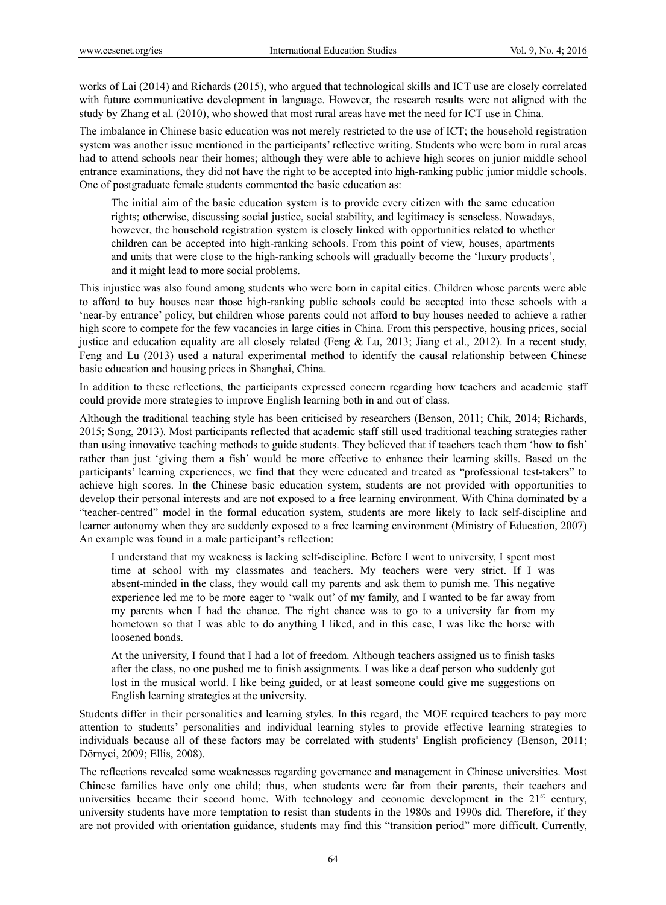works of Lai (2014) and Richards (2015), who argued that technological skills and ICT use are closely correlated with future communicative development in language. However, the research results were not aligned with the study by Zhang et al. (2010), who showed that most rural areas have met the need for ICT use in China.

The imbalance in Chinese basic education was not merely restricted to the use of ICT; the household registration system was another issue mentioned in the participants' reflective writing. Students who were born in rural areas had to attend schools near their homes; although they were able to achieve high scores on junior middle school entrance examinations, they did not have the right to be accepted into high-ranking public junior middle schools. One of postgraduate female students commented the basic education as:

> The initial aim of the basic education system is to provide every citizen with the same education rights; otherwise, discussing social justice, social stability, and legitimacy is senseless. Nowadays, however, the household registration system is closely linked with opportunities related to whether children can be accepted into high-ranking schools. From this point of view, houses, apartments and units that were close to the high-ranking schools will gradually become the 'luxury products', and it might lead to more social problems.

This injustice was also found among students who were born in capital cities. Children whose parents were able to afford to buy houses near those high-ranking public schools could be accepted into these schools with a 'near-by entrance' policy, but children whose parents could not afford to buy houses needed to achieve a rather high score to compete for the few vacancies in large cities in China. From this perspective, housing prices, social justice and education equality are all closely related (Feng & Lu, 2013; Jiang et al., 2012). In a recent study, Feng and Lu (2013) used a natural experimental method to identify the causal relationship between Chinese basic education and housing prices in Shanghai, China.

In addition to these reflections, the participants expressed concern regarding how teachers and academic staff could provide more strategies to improve English learning both in and out of class.

Although the traditional teaching style has been criticised by researchers (Benson, 2011; Chik, 2014; Richards, 2015; Song, 2013). Most participants reflected that academic staff still used traditional teaching strategies rather than using innovative teaching methods to guide students. They believed that if teachers teach them 'how to fish' rather than just 'giving them a fish' would be more effective to enhance their learning skills. Based on the participants' learning experiences, we find that they were educated and treated as "professional test-takers" to achieve high scores. In the Chinese basic education system, students are not provided with opportunities to develop their personal interests and are not exposed to a free learning environment. With China dominated by a "teacher-centred" model in the formal education system, students are more likely to lack self-discipline and learner autonomy when they are suddenly exposed to a free learning environment (Ministry of Education, 2007) An example was found in a male participant's reflection:

> I understand that my weakness is lacking self-discipline. Before I went to university, I spent most time at school with my classmates and teachers. My teachers were very strict. If I was absent-minded in the class, they would call my parents and ask them to punish me. This negative experience led me to be more eager to 'walk out' of my family, and I wanted to be far away from my parents when I had the chance. The right chance was to go to a university far from my hometown so that I was able to do anything I liked, and in this case, I was like the horse with loosened bonds.
>
> At the university, I found that I had a lot of freedom. Although teachers assigned us to finish tasks after the class, no one pushed me to finish assignments. I was like a deaf person who suddenly got lost in the musical world. I like being guided, or at least someone could give me suggestions on English learning strategies at the university.

Students differ in their personalities and learning styles. In this regard, the MOE required teachers to pay more attention to students' personalities and individual learning styles to provide effective learning strategies to individuals because all of these factors may be correlated with students' English proficiency (Benson, 2011; Dörnyei, 2009; Ellis, 2008).

The reflections revealed some weaknesses regarding governance and management in Chinese universities. Most Chinese families have only one child; thus, when students were far from their parents, their teachers and universities became their second home. With technology and economic development in the 21st century, university students have more temptation to resist than students in the 1980s and 1990s did. Therefore, if they are not provided with orientation guidance, students may find this "transition period" more difficult. Currently,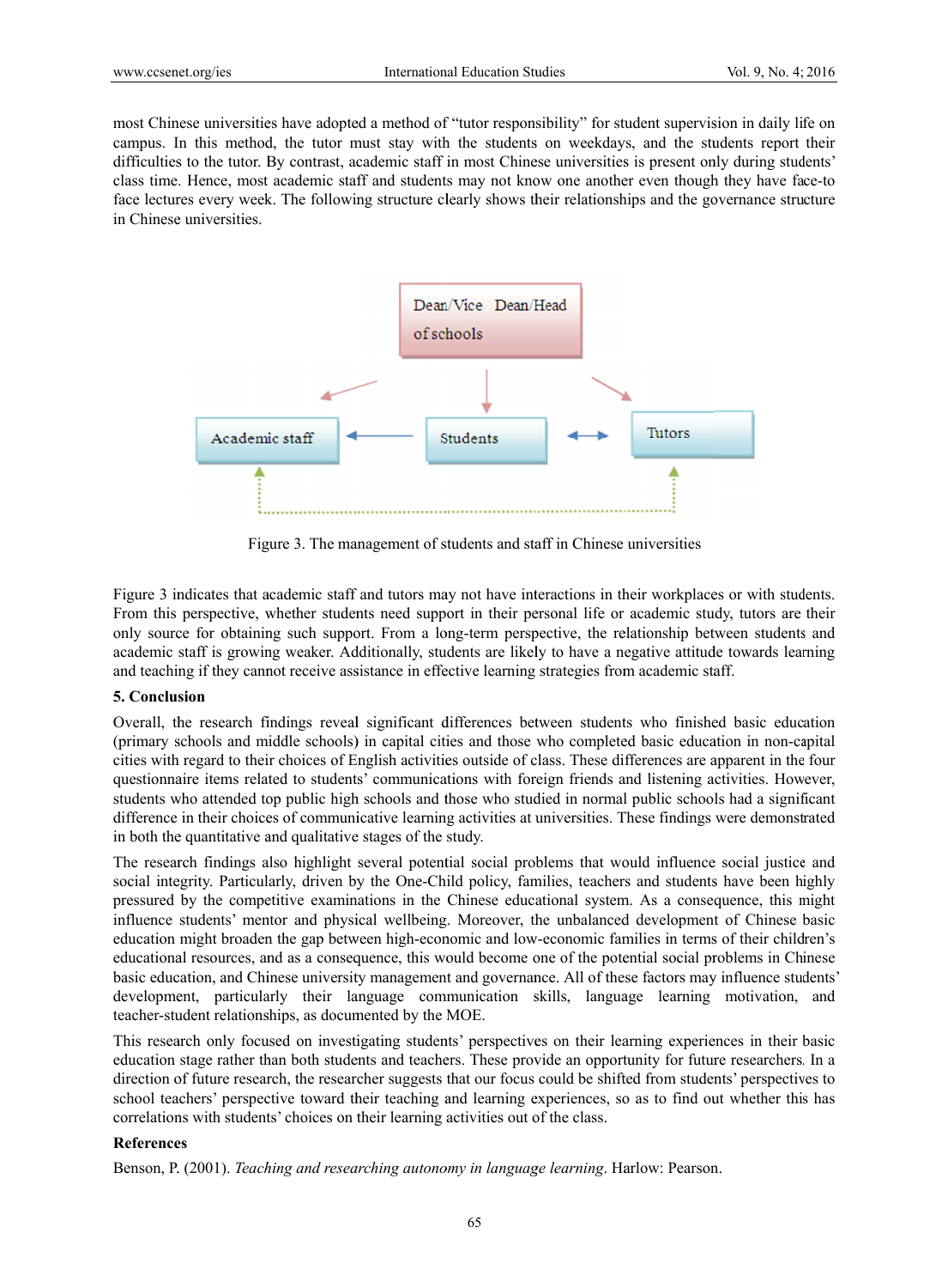most Chinese universities have adopted a method of "tutor responsibility" for student supervision in daily life on campus. In this method, the tutor must stay with the students on weekdays, and the students report their difficulties to the tutor. By contrast, academic staff in most Chinese universities is present only during students' class time. Hence, most academic staff and students may not know one another even though they have face-to face lectures every week. The following structure clearly shows their relationships and the governance structure in Chinese universities.

Figure 3. The management of students and staff in Chinese universities

Figure 3 indicates that academic staff and tutors may not have interactions in their workplaces or with students. From this perspective, whether students need support in their personal life or academic study, tutors are their only source for obtaining such support. From a long-term perspective, the relationship between students and academic staff is growing weaker. Additionally, students are likely to have a negative attitude towards learning and teaching if they cannot receive assistance in effective learning strategies from academic staff.

## 5. Conclusion

Overall, the research findings reveal significant differences between students who finished basic education (primary schools and middle schools) in capital cities and those who completed basic education in non-capital cities with regard to their choices of English activities outside of class. These differences are apparent in the four questionnaire items related to students' communications with foreign friends and listening activities. However, students who attended top public high schools and those who studied in normal public schools had a significant difference in their choices of communicative learning activities at universities. These findings were demonstrated in both the quantitative and qualitative stages of the study.

The research findings also highlight several potential social problems that would influence social justice and social integrity. Particularly, driven by the One-Child policy, families, teachers and students have been highly pressured by the competitive examinations in the Chinese educational system. As a consequence, this might influence students' mentor and physical wellbeing. Moreover, the unbalanced development of Chinese basic education might broaden the gap between high-economic and low-economic families in terms of their children's educational resources, and as a consequence, this would become one of the potential social problems in Chinese basic education, and Chinese university management and governance. All of these factors may influence students' development, particularly their language communication skills, language learning motivation, and teacher-student relationships, as documented by the MOE.

This research only focused on investigating students' perspectives on their learning experiences in their basic education stage rather than both students and teachers. These provide an opportunity for future researchers. In a direction of future research, the researcher suggests that our focus could be shifted from students' perspectives to school teachers' perspective toward their teaching and learning experiences, so as to find out whether this has correlations with students' choices on their learning activities out of the class.

## References

Benson, P. (2001). *Teaching and researching autonomy in language learning*. Harlow: Pearson.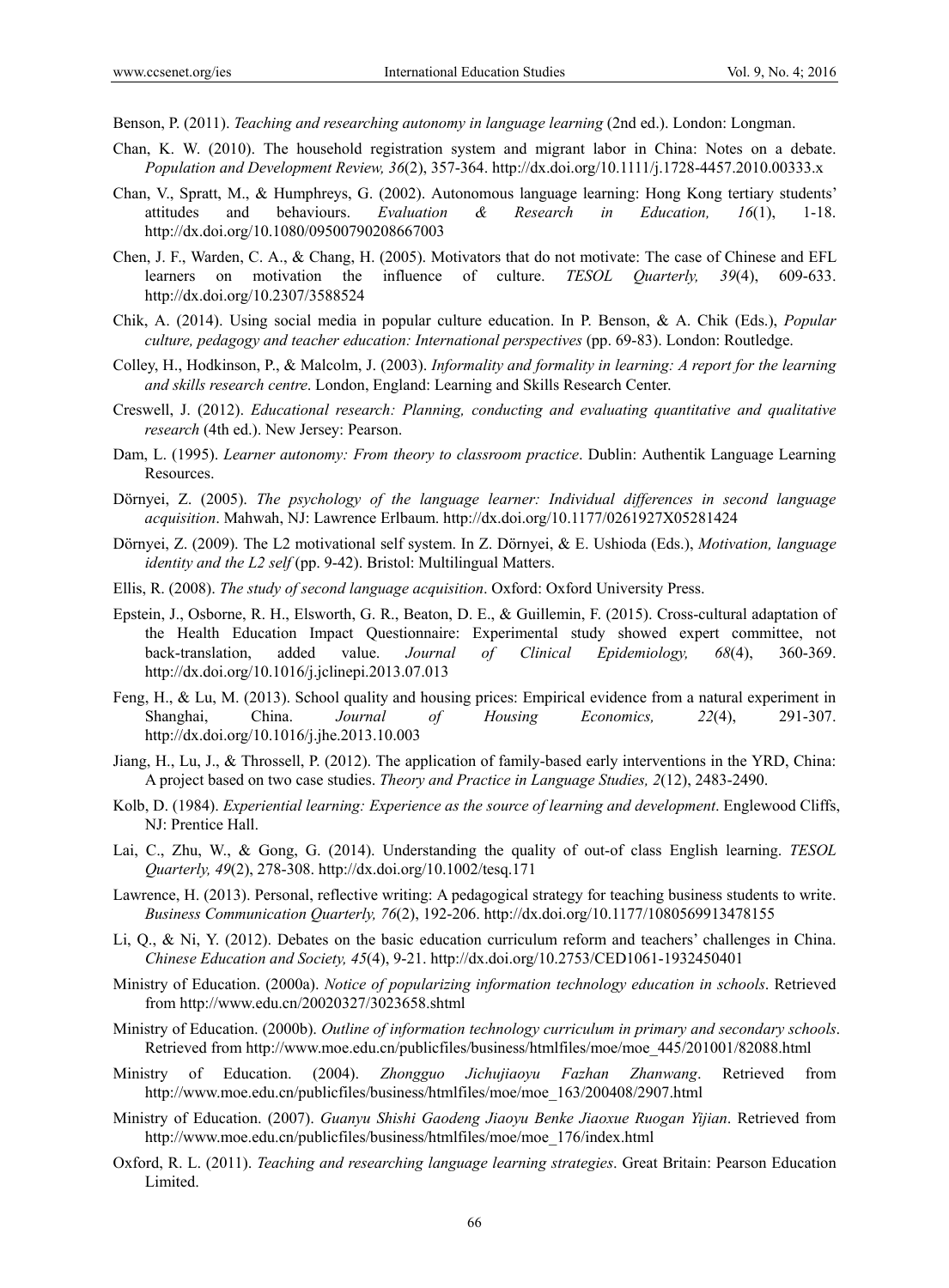Benson, P. (2011). *Teaching and researching autonomy in language learning* (2nd ed.). London: Longman.

Chan, K. W. (2010). The household registration system and migrant labor in China: Notes on a debate. *Population and Development Review, 36*(2), 357-364. http://dx.doi.org/10.1111/j.1728-4457.2010.00333.x

Chan, V., Spratt, M., & Humphreys, G. (2002). Autonomous language learning: Hong Kong tertiary students' attitudes and behaviours. *Evaluation & Research in Education, 16*(1), 1-18. http://dx.doi.org/10.1080/09500790208667003

Chen, J. F., Warden, C. A., & Chang, H. (2005). Motivators that do not motivate: The case of Chinese and EFL learners on motivation the influence of culture. *TESOL Quarterly, 39*(4), 609-633. http://dx.doi.org/10.2307/3588524

Chik, A. (2014). Using social media in popular culture education. In P. Benson, & A. Chik (Eds.), *Popular culture, pedagogy and teacher education: International perspectives* (pp. 69-83). London: Routledge.

Colley, H., Hodkinson, P., & Malcolm, J. (2003). *Informality and formality in learning: A report for the learning and skills research centre*. London, England: Learning and Skills Research Center.

Creswell, J. (2012). *Educational research: Planning, conducting and evaluating quantitative and qualitative research* (4th ed.). New Jersey: Pearson.

Dam, L. (1995). *Learner autonomy: From theory to classroom practice*. Dublin: Authentik Language Learning Resources.

Dörnyei, Z. (2005). *The psychology of the language learner: Individual differences in second language acquisition*. Mahwah, NJ: Lawrence Erlbaum. http://dx.doi.org/10.1177/0261927X05281424

Dörnyei, Z. (2009). The L2 motivational self system. In Z. Dörnyei, & E. Ushioda (Eds.), *Motivation, language identity and the L2 self* (pp. 9-42). Bristol: Multilingual Matters.

Ellis, R. (2008). *The study of second language acquisition*. Oxford: Oxford University Press.

Epstein, J., Osborne, R. H., Elsworth, G. R., Beaton, D. E., & Guillemin, F. (2015). Cross-cultural adaptation of the Health Education Impact Questionnaire: Experimental study showed expert committee, not back-translation, added value. *Journal of Clinical Epidemiology, 68*(4), 360-369. http://dx.doi.org/10.1016/j.jclinepi.2013.07.013

Feng, H., & Lu, M. (2013). School quality and housing prices: Empirical evidence from a natural experiment in Shanghai, China. *Journal of Housing Economics, 22*(4), 291-307. http://dx.doi.org/10.1016/j.jhe.2013.10.003

Jiang, H., Lu, J., & Throssell, P. (2012). The application of family-based early interventions in the YRD, China: A project based on two case studies. *Theory and Practice in Language Studies, 2*(12), 2483-2490.

Kolb, D. (1984). *Experiential learning: Experience as the source of learning and development*. Englewood Cliffs, NJ: Prentice Hall.

Lai, C., Zhu, W., & Gong, G. (2014). Understanding the quality of out-of class English learning. *TESOL Quarterly, 49*(2), 278-308. http://dx.doi.org/10.1002/tesq.171

Lawrence, H. (2013). Personal, reflective writing: A pedagogical strategy for teaching business students to write. *Business Communication Quarterly, 76*(2), 192-206. http://dx.doi.org/10.1177/1080569913478155

Li, Q., & Ni, Y. (2012). Debates on the basic education curriculum reform and teachers' challenges in China. *Chinese Education and Society, 45*(4), 9-21. http://dx.doi.org/10.2753/CED1061-1932450401

Ministry of Education. (2000a). *Notice of popularizing information technology education in schools*. Retrieved from http://www.edu.cn/20020327/3023658.shtml

Ministry of Education. (2000b). *Outline of information technology curriculum in primary and secondary schools*. Retrieved from http://www.moe.edu.cn/publicfiles/business/htmlfiles/moe/moe_445/201001/82088.html

Ministry of Education. (2004). *Zhongguo Jichujiaoyu Fazhan Zhanwang*. Retrieved from http://www.moe.edu.cn/publicfiles/business/htmlfiles/moe/moe_163/200408/2907.html

Ministry of Education. (2007). *Guanyu Shishi Gaodeng Jiaoyu Benke Jiaoxue Ruogan Yijian*. Retrieved from http://www.moe.edu.cn/publicfiles/business/htmlfiles/moe/moe_176/index.html

Oxford, R. L. (2011). *Teaching and researching language learning strategies*. Great Britain: Pearson Education Limited.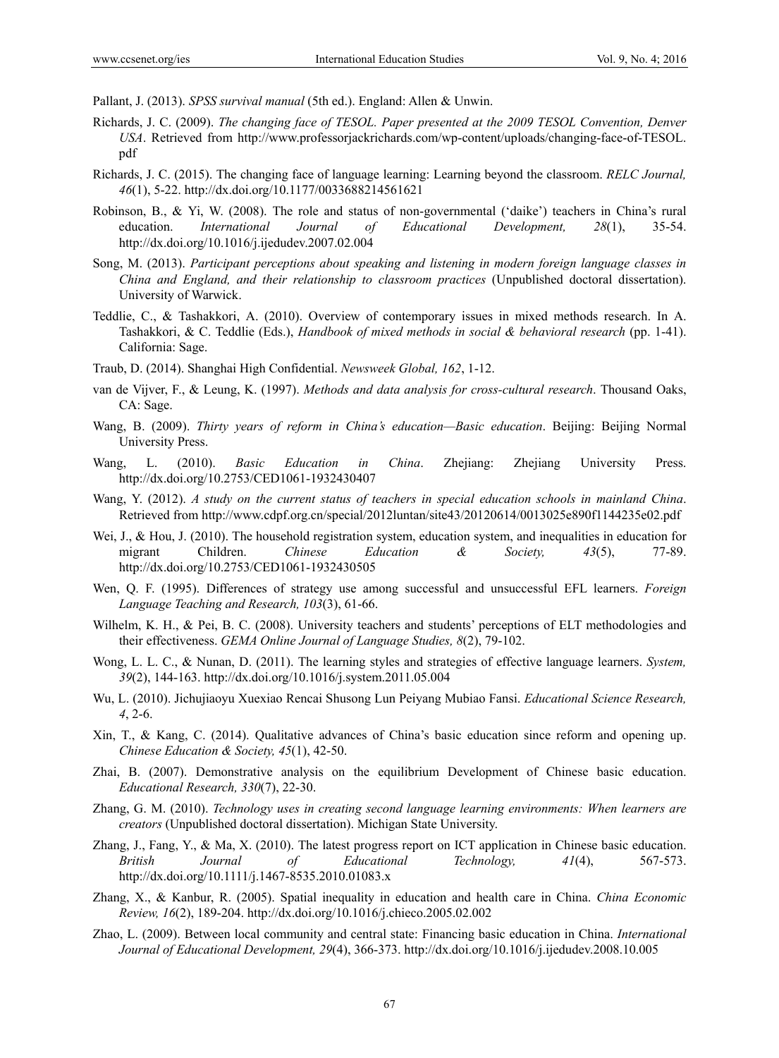Pallant, J. (2013). *SPSS survival manual* (5th ed.). England: Allen & Unwin.

Richards, J. C. (2009). *The changing face of TESOL. Paper presented at the 2009 TESOL Convention, Denver USA*. Retrieved from http://www.professorjackrichards.com/wp-content/uploads/changing-face-of-TESOL.pdf

Richards, J. C. (2015). The changing face of language learning: Learning beyond the classroom. *RELC Journal, 46*(1), 5-22. http://dx.doi.org/10.1177/0033688214561621

Robinson, B., & Yi, W. (2008). The role and status of non-governmental ('daike') teachers in China's rural education. *International Journal of Educational Development, 28*(1), 35-54. http://dx.doi.org/10.1016/j.ijedudev.2007.02.004

Song, M. (2013). *Participant perceptions about speaking and listening in modern foreign language classes in China and England, and their relationship to classroom practices* (Unpublished doctoral dissertation). University of Warwick.

Teddlie, C., & Tashakkori, A. (2010). Overview of contemporary issues in mixed methods research. In A. Tashakkori, & C. Teddlie (Eds.), *Handbook of mixed methods in social & behavioral research* (pp. 1-41). California: Sage.

Traub, D. (2014). Shanghai High Confidential. *Newsweek Global, 162*, 1-12.

van de Vijver, F., & Leung, K. (1997). *Methods and data analysis for cross-cultural research*. Thousand Oaks, CA: Sage.

Wang, B. (2009). *Thirty years of reform in China's education—Basic education*. Beijing: Beijing Normal University Press.

Wang, L. (2010). *Basic Education in China*. Zhejiang: Zhejiang University Press. http://dx.doi.org/10.2753/CED1061-1932430407

Wang, Y. (2012). *A study on the current status of teachers in special education schools in mainland China*. Retrieved from http://www.cdpf.org.cn/special/2012luntan/site43/20120614/0013025e890f1144235e02.pdf

Wei, J., & Hou, J. (2010). The household registration system, education system, and inequalities in education for migrant Children. *Chinese Education & Society, 43*(5), 77-89. http://dx.doi.org/10.2753/CED1061-1932430505

Wen, Q. F. (1995). Differences of strategy use among successful and unsuccessful EFL learners. *Foreign Language Teaching and Research, 103*(3), 61-66.

Wilhelm, K. H., & Pei, B. C. (2008). University teachers and students' perceptions of ELT methodologies and their effectiveness. *GEMA Online Journal of Language Studies, 8*(2), 79-102.

Wong, L. L. C., & Nunan, D. (2011). The learning styles and strategies of effective language learners. *System, 39*(2), 144-163. http://dx.doi.org/10.1016/j.system.2011.05.004

Wu, L. (2010). Jichujiaoyu Xuexiao Rencai Shusong Lun Peiyang Mubiao Fansi. *Educational Science Research, 4*, 2-6.

Xin, T., & Kang, C. (2014). Qualitative advances of China's basic education since reform and opening up. *Chinese Education & Society, 45*(1), 42-50.

Zhai, B. (2007). Demonstrative analysis on the equilibrium Development of Chinese basic education. *Educational Research, 330*(7), 22-30.

Zhang, G. M. (2010). *Technology uses in creating second language learning environments: When learners are creators* (Unpublished doctoral dissertation). Michigan State University.

Zhang, J., Fang, Y., & Ma, X. (2010). The latest progress report on ICT application in Chinese basic education. *British Journal of Educational Technology, 41*(4), 567-573. http://dx.doi.org/10.1111/j.1467-8535.2010.01083.x

Zhang, X., & Kanbur, R. (2005). Spatial inequality in education and health care in China. *China Economic Review, 16*(2), 189-204. http://dx.doi.org/10.1016/j.chieco.2005.02.002

Zhao, L. (2009). Between local community and central state: Financing basic education in China. *International Journal of Educational Development, 29*(4), 366-373. http://dx.doi.org/10.1016/j.ijedudev.2008.10.005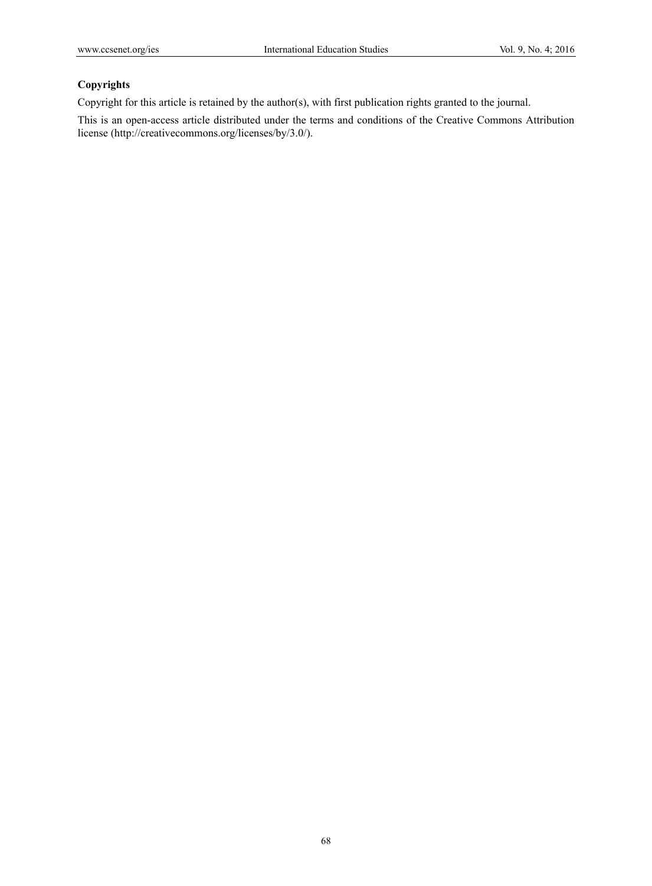### Copyrights

Copyright for this article is retained by the author(s), with first publication rights granted to the journal.

This is an open-access article distributed under the terms and conditions of the Creative Commons Attribution license (http://creativecommons.org/licenses/by/3.0/).